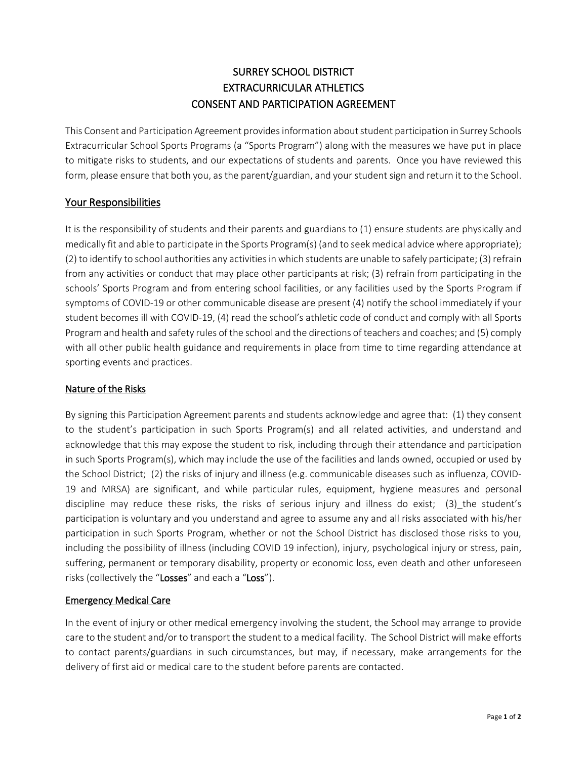# SURREY SCHOOL DISTRICT
# EXTRACURRICULAR ATHLETICS
# CONSENT AND PARTICIPATION AGREEMENT

This Consent and Participation Agreement provides information about student participation in Surrey Schools Extracurricular School Sports Programs (a "Sports Program") along with the measures we have put in place to mitigate risks to students, and our expectations of students and parents. Once you have reviewed this form, please ensure that both you, as the parent/guardian, and your student sign and return it to the School.

## Your Responsibilities

It is the responsibility of students and their parents and guardians to (1) ensure students are physically and medically fit and able to participate in the Sports Program(s) (and to seek medical advice where appropriate); (2) to identify to school authorities any activities in which students are unable to safely participate; (3) refrain from any activities or conduct that may place other participants at risk; (3) refrain from participating in the schools' Sports Program and from entering school facilities, or any facilities used by the Sports Program if symptoms of COVID-19 or other communicable disease are present (4) notify the school immediately if your student becomes ill with COVID-19, (4) read the school's athletic code of conduct and comply with all Sports Program and health and safety rules of the school and the directions of teachers and coaches; and (5) comply with all other public health guidance and requirements in place from time to time regarding attendance at sporting events and practices.

### Nature of the Risks

By signing this Participation Agreement parents and students acknowledge and agree that: (1) they consent to the student's participation in such Sports Program(s) and all related activities, and understand and acknowledge that this may expose the student to risk, including through their attendance and participation in such Sports Program(s), which may include the use of the facilities and lands owned, occupied or used by the School District; (2) the risks of injury and illness (e.g. communicable diseases such as influenza, COVID-19 and MRSA) are significant, and while particular rules, equipment, hygiene measures and personal discipline may reduce these risks, the risks of serious injury and illness do exist; (3)_the student's participation is voluntary and you understand and agree to assume any and all risks associated with his/her participation in such Sports Program, whether or not the School District has disclosed those risks to you, including the possibility of illness (including COVID 19 infection), injury, psychological injury or stress, pain, suffering, permanent or temporary disability, property or economic loss, even death and other unforeseen risks (collectively the "**Losses**" and each a "**Loss**").

### Emergency Medical Care

In the event of injury or other medical emergency involving the student, the School may arrange to provide care to the student and/or to transport the student to a medical facility. The School District will make efforts to contact parents/guardians in such circumstances, but may, if necessary, make arrangements for the delivery of first aid or medical care to the student before parents are contacted.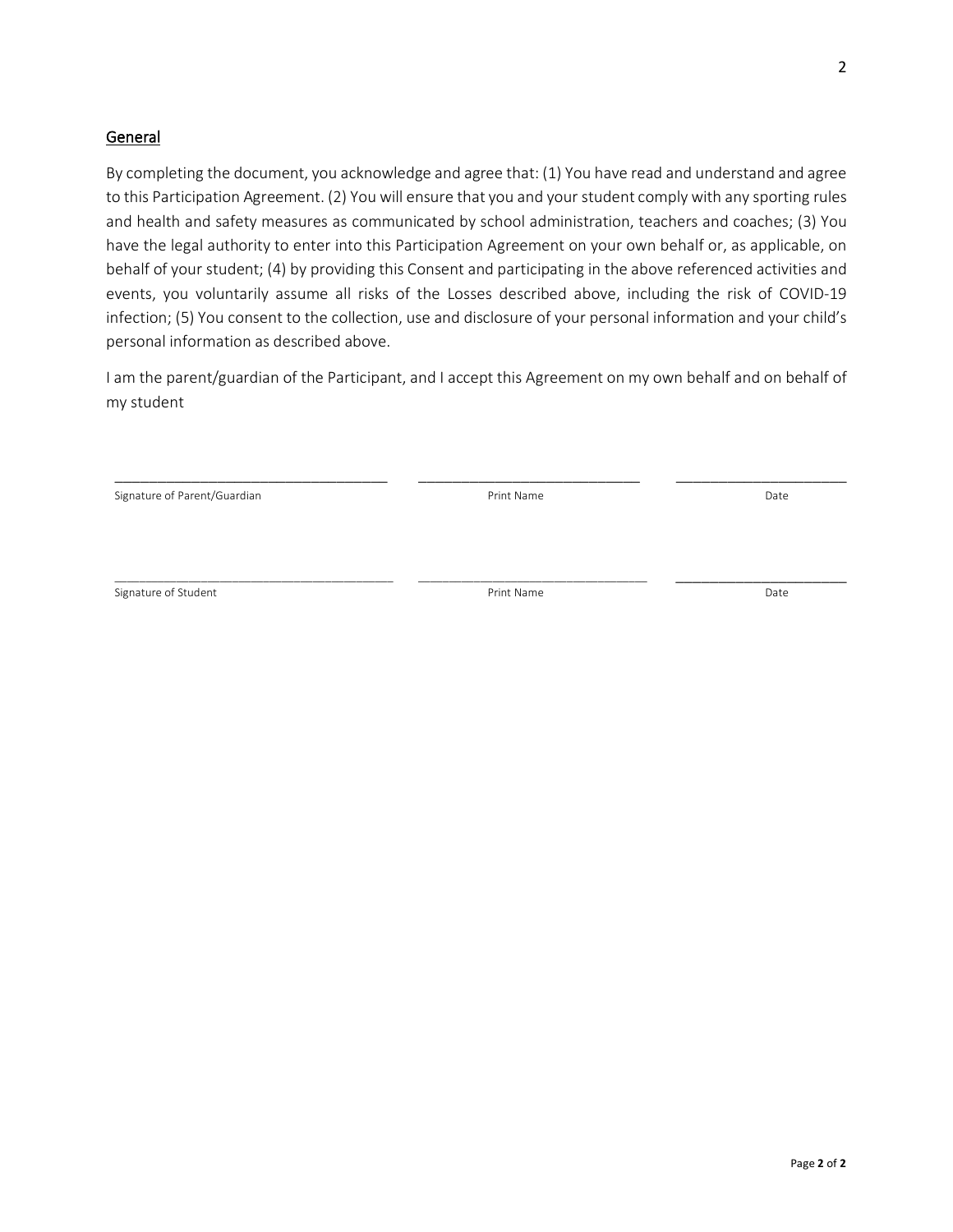## General

By completing the document, you acknowledge and agree that: (1) You have read and understand and agree to this Participation Agreement. (2) You will ensure that you and your student comply with any sporting rules and health and safety measures as communicated by school administration, teachers and coaches; (3) You have the legal authority to enter into this Participation Agreement on your own behalf or, as applicable, on behalf of your student; (4) by providing this Consent and participating in the above referenced activities and events, you voluntarily assume all risks of the Losses described above, including the risk of COVID-19 infection; (5) You consent to the collection, use and disclosure of your personal information and your child's personal information as described above.

I am the parent/guardian of the Participant, and I accept this Agreement on my own behalf and on behalf of my student

| | | |
|---|---|---|
| ___________________________________ | _____________________________ | ______________________ |
| Signature of Parent/Guardian | Print Name | Date |
| ___________________________________ | _____________________________ | ______________________ |
| Signature of Student | Print Name | Date |